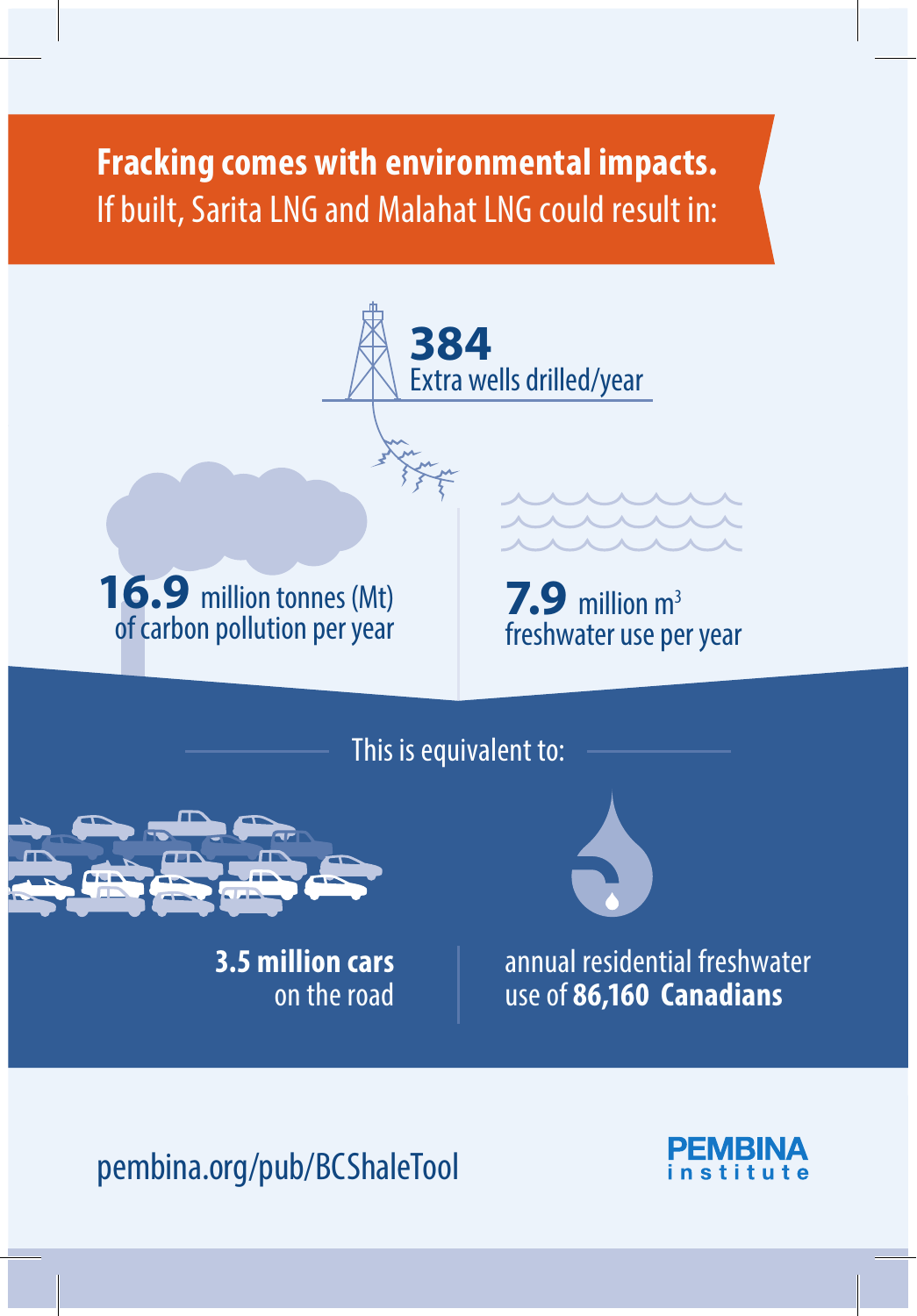# **Fracking comes with environmental impacts.**

If built, Sarita LNG and Malahat LNG could result in:

**384** Extra wells drilled/year

**16.9** million tonnes (Mt) of carbon pollution per year

**7.9** million $m^3$ freshwater use per year

This is equivalent to:

**3.5 million cars** on the road

annual residential freshwater use of **86,160 Canadians**

pembina.org/pub/BCShaleTool

PEMBINA institute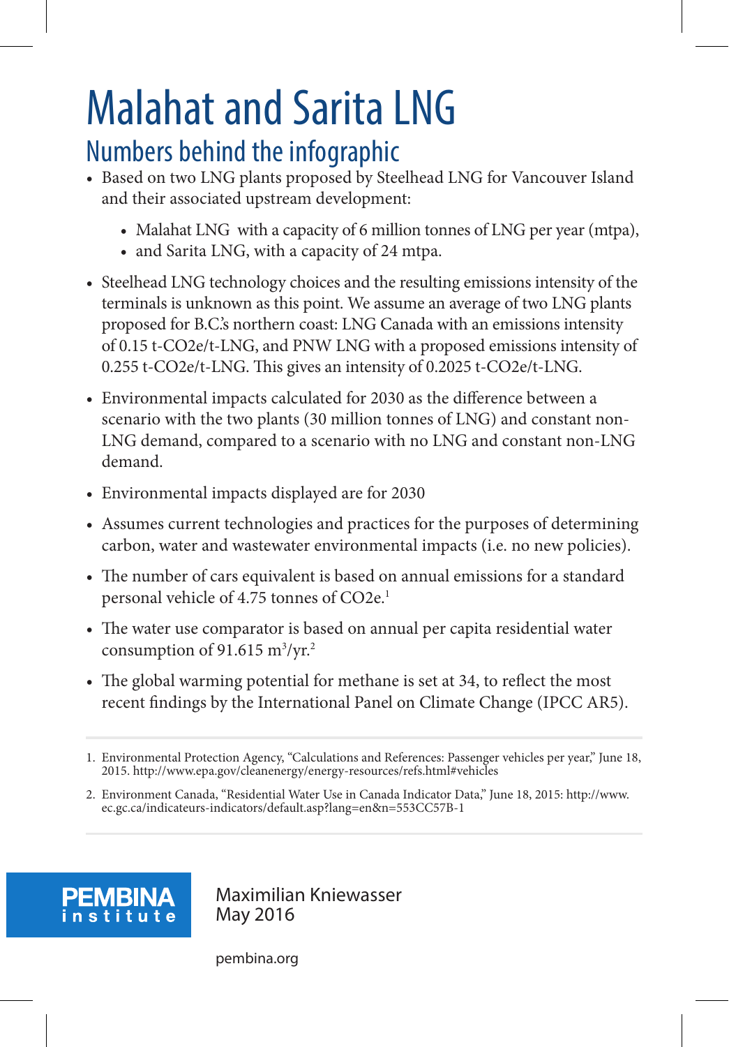# Malahat and Sarita LNG

## Numbers behind the infographic

- Based on two LNG plants proposed by Steelhead LNG for Vancouver Island and their associated upstream development:
  - Malahat LNG with a capacity of 6 million tonnes of LNG per year (mtpa),
  - and Sarita LNG, with a capacity of 24 mtpa.
- Steelhead LNG technology choices and the resulting emissions intensity of the terminals is unknown as this point. We assume an average of two LNG plants proposed for B.C.'s northern coast: LNG Canada with an emissions intensity of 0.15 t-CO2e/t-LNG, and PNW LNG with a proposed emissions intensity of 0.255 t-CO2e/t-LNG. This gives an intensity of 0.2025 t-CO2e/t-LNG.
- Environmental impacts calculated for 2030 as the difference between a scenario with the two plants (30 million tonnes of LNG) and constant non-LNG demand, compared to a scenario with no LNG and constant non-LNG demand.
- Environmental impacts displayed are for 2030
- Assumes current technologies and practices for the purposes of determining carbon, water and wastewater environmental impacts (i.e. no new policies).
- The number of cars equivalent is based on annual emissions for a standard personal vehicle of 4.75 tonnes of CO2e.[1]
- The water use comparator is based on annual per capita residential water consumption of 91.615 $m^3$/yr.[2]
- The global warming potential for methane is set at 34, to reflect the most recent findings by the International Panel on Climate Change (IPCC AR5).

---

1. Environmental Protection Agency, "Calculations and References: Passenger vehicles per year," June 18, 2015. http://www.epa.gov/cleanenergy/energy-resources/refs.html#vehicles
2. Environment Canada, "Residential Water Use in Canada Indicator Data," June 18, 2015: http://www.ec.gc.ca/indicateurs-indicators/default.asp?lang=en&n=553CC57B-1

---

PEMBINA institute

Maximilian Kniewasser
May 2016

pembina.org